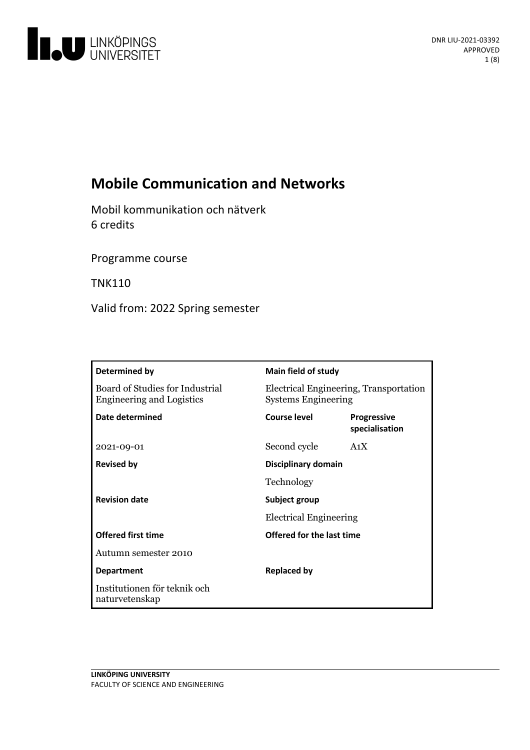DNR LIU-2021-03392
APPROVED

# Mobile Communication and Networks

Mobil kommunikation och nätverk
6 credits

Programme course

TNK110

Valid from: 2022 Spring semester

| Determined by | Main field of study | |
|---|---|---|
| Board of Studies for Industrial Engineering and Logistics | Electrical Engineering, Transportation Systems Engineering | |
| **Date determined** | **Course level** | **Progressive specialisation** |
| 2021-09-01 | Second cycle | A1X |
| **Revised by** | **Disciplinary domain** | |
| | Technology | |
| **Revision date** | **Subject group** | |
| | Electrical Engineering | |
| **Offered first time** | **Offered for the last time** | |
| Autumn semester 2010 | | |
| **Department** | **Replaced by** | |
| Institutionen för teknik och naturvetenskap | | |

LINKÖPING UNIVERSITY
FACULTY OF SCIENCE AND ENGINEERING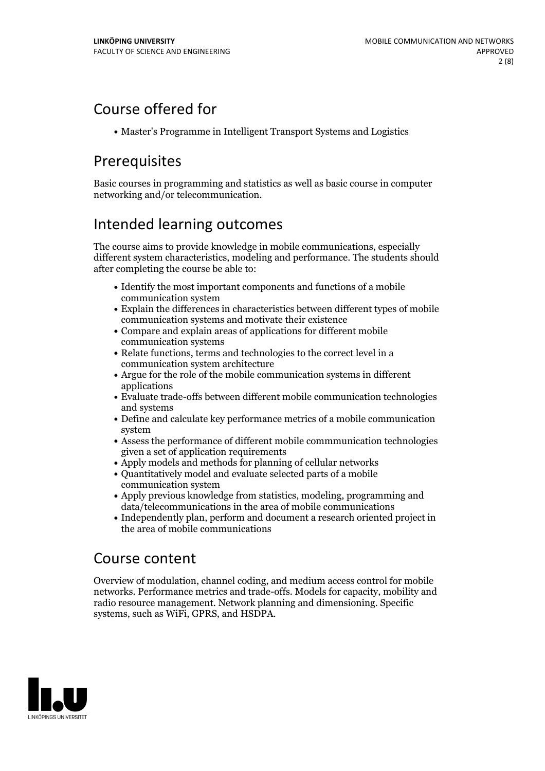## Course offered for

- Master's Programme in Intelligent Transport Systems and Logistics

## Prerequisites

Basic courses in programming and statistics as well as basic course in computer networking and/or telecommunication.

## Intended learning outcomes

The course aims to provide knowledge in mobile communications, especially different system characteristics, modeling and performance. The students should after completing the course be able to:

- Identify the most important components and functions of a mobile communication system
- Explain the differences in characteristics between different types of mobile communication systems and motivate their existence
- Compare and explain areas of applications for different mobile communication systems
- Relate functions, terms and technologies to the correct level in a communication system architecture
- Argue for the role of the mobile communication systems in different applications
- Evaluate trade-offs between different mobile communication technologies and systems
- Define and calculate key performance metrics of a mobile communication system
- Assess the performance of different mobile commmunication technologies given a set of application requirements
- Apply models and methods for planning of cellular networks
- Quantitatively model and evaluate selected parts of a mobile communication system
- Apply previous knowledge from statistics, modeling, programming and data/telecommunications in the area of mobile communications
- Independently plan, perform and document a research oriented project in the area of mobile communications

## Course content

Overview of modulation, channel coding, and medium access control for mobile networks. Performance metrics and trade-offs. Models for capacity, mobility and radio resource management. Network planning and dimensioning. Specific systems, such as WiFi, GPRS, and HSDPA.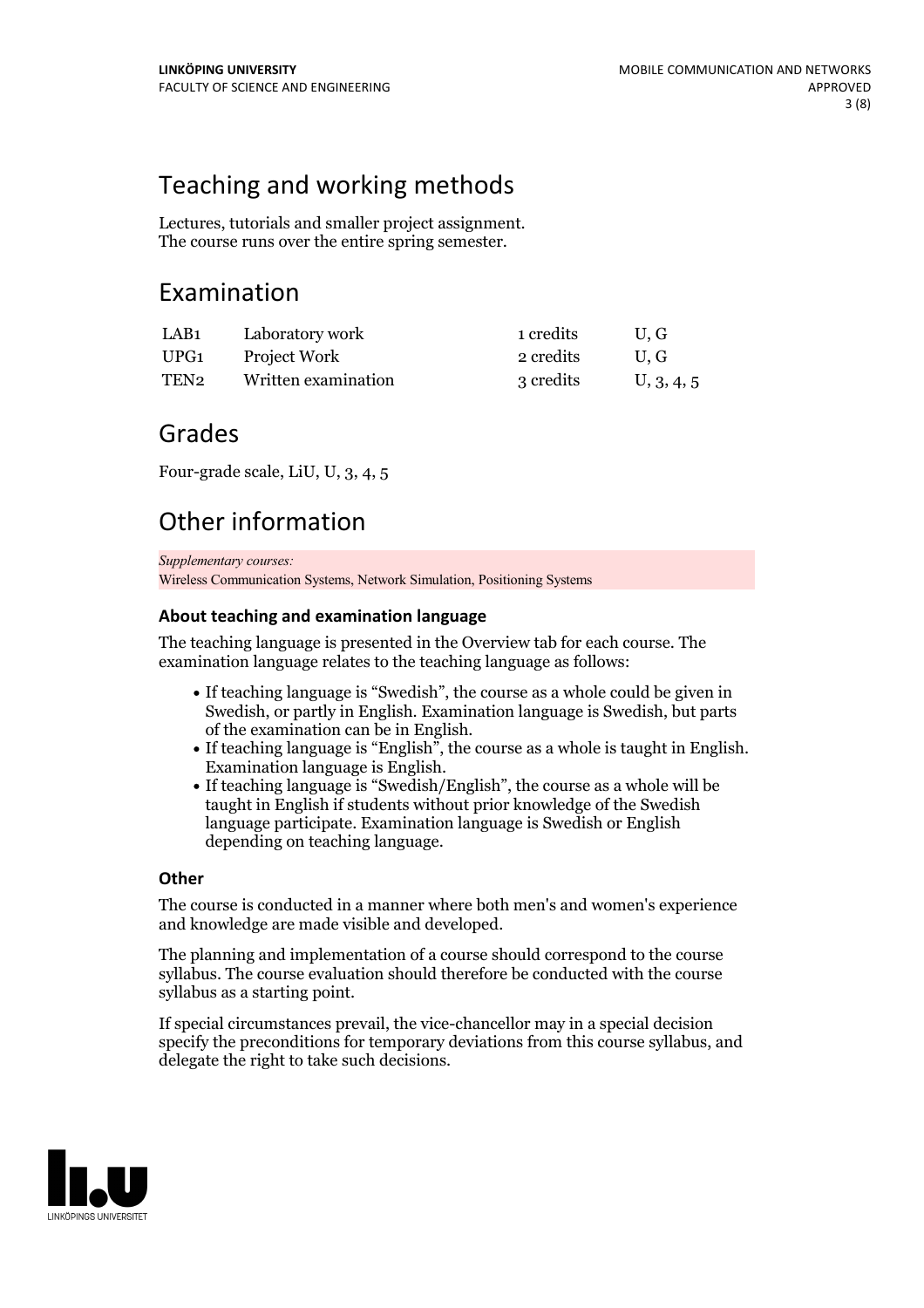## Teaching and working methods

Lectures, tutorials and smaller project assignment.
The course runs over the entire spring semester.

## Examination

| | | | |
|---|---|---|---|
| LAB1 | Laboratory work | 1 credits | U, G |
| UPG1 | Project Work | 2 credits | U, G |
| TEN2 | Written examination | 3 credits | U, 3, 4, 5 |

## Grades

Four-grade scale, LiU, U, 3, 4, 5

## Other information

*Supplementary courses:*
Wireless Communication Systems, Network Simulation, Positioning Systems

### About teaching and examination language

The teaching language is presented in the Overview tab for each course. The examination language relates to the teaching language as follows:

- If teaching language is "Swedish", the course as a whole could be given in Swedish, or partly in English. Examination language is Swedish, but parts of the examination can be in English.
- If teaching language is "English", the course as a whole is taught in English. Examination language is English.
- If teaching language is "Swedish/English", the course as a whole will be taught in English if students without prior knowledge of the Swedish language participate. Examination language is Swedish or English depending on teaching language.

### Other

The course is conducted in a manner where both men's and women's experience and knowledge are made visible and developed.

The planning and implementation of a course should correspond to the course syllabus. The course evaluation should therefore be conducted with the course syllabus as a starting point.

If special circumstances prevail, the vice-chancellor may in a special decision specify the preconditions for temporary deviations from this course syllabus, and delegate the right to take such decisions.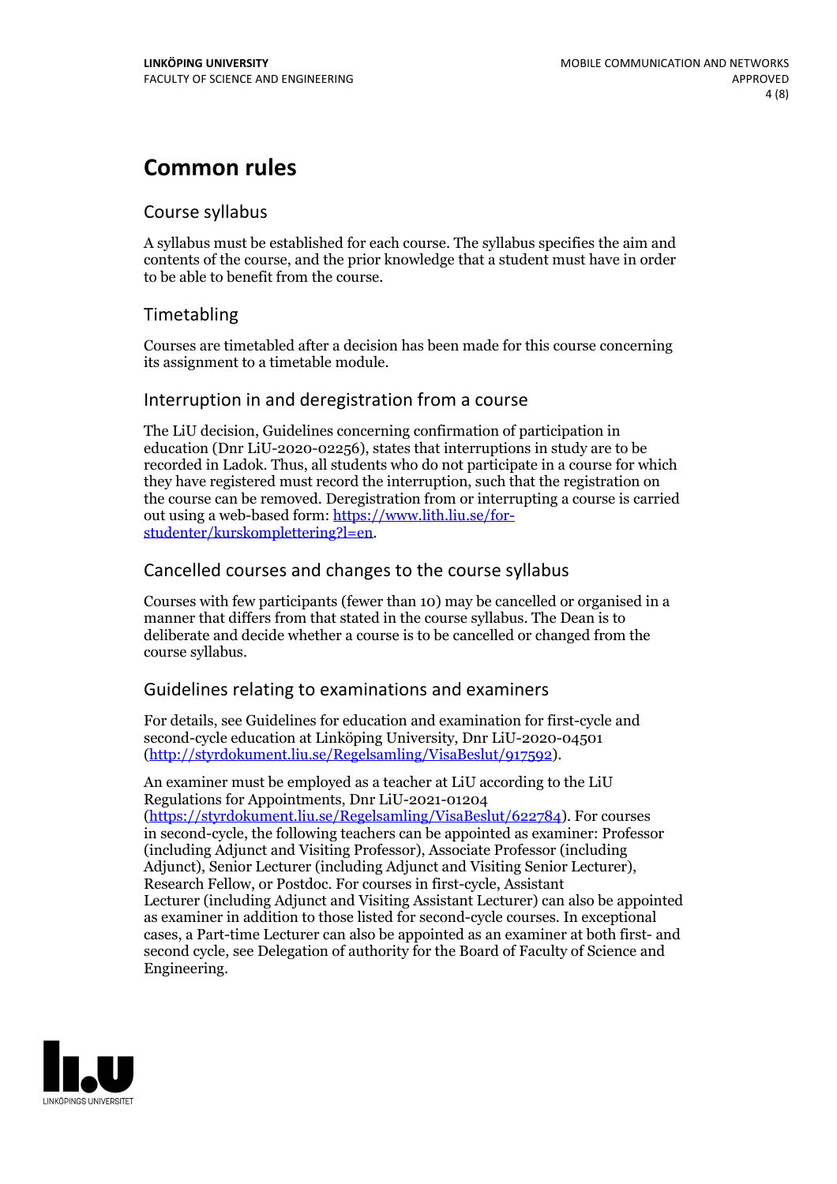# Common rules

## Course syllabus

A syllabus must be established for each course. The syllabus specifies the aim and contents of the course, and the prior knowledge that a student must have in order to be able to benefit from the course.

## Timetabling

Courses are timetabled after a decision has been made for this course concerning its assignment to a timetable module.

## Interruption in and deregistration from a course

The LiU decision, Guidelines concerning confirmation of participation in education (Dnr LiU-2020-02256), states that interruptions in study are to be recorded in Ladok. Thus, all students who do not participate in a course for which they have registered must record the interruption, such that the registration on the course can be removed. Deregistration from or interrupting a course is carried out using a web-based form: https://www.lith.liu.se/for-studenter/kurskomplettering?l=en.

## Cancelled courses and changes to the course syllabus

Courses with few participants (fewer than 10) may be cancelled or organised in a manner that differs from that stated in the course syllabus. The Dean is to deliberate and decide whether a course is to be cancelled or changed from the course syllabus.

## Guidelines relating to examinations and examiners

For details, see Guidelines for education and examination for first-cycle and second-cycle education at Linköping University, Dnr LiU-2020-04501 (http://styrdokument.liu.se/Regelsamling/VisaBeslut/917592).

An examiner must be employed as a teacher at LiU according to the LiU Regulations for Appointments, Dnr LiU-2021-01204 (https://styrdokument.liu.se/Regelsamling/VisaBeslut/622784). For courses in second-cycle, the following teachers can be appointed as examiner: Professor (including Adjunct and Visiting Professor), Associate Professor (including Adjunct), Senior Lecturer (including Adjunct and Visiting Senior Lecturer), Research Fellow, or Postdoc. For courses in first-cycle, Assistant Lecturer (including Adjunct and Visiting Assistant Lecturer) can also be appointed as examiner in addition to those listed for second-cycle courses. In exceptional cases, a Part-time Lecturer can also be appointed as an examiner at both first- and second cycle, see Delegation of authority for the Board of Faculty of Science and Engineering.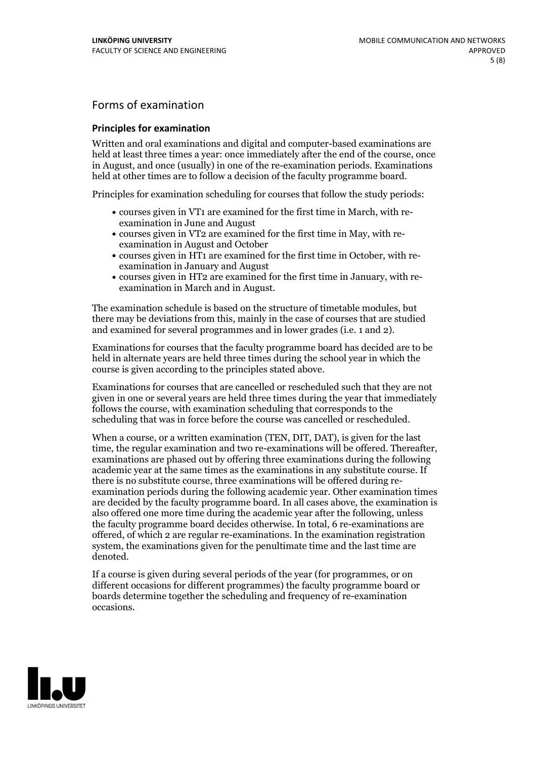## Forms of examination

### Principles for examination

Written and oral examinations and digital and computer-based examinations are held at least three times a year: once immediately after the end of the course, once in August, and once (usually) in one of the re-examination periods. Examinations held at other times are to follow a decision of the faculty programme board.

Principles for examination scheduling for courses that follow the study periods:

- courses given in VT1 are examined for the first time in March, with re-examination in June and August
- courses given in VT2 are examined for the first time in May, with re-examination in August and October
- courses given in HT1 are examined for the first time in October, with re-examination in January and August
- courses given in HT2 are examined for the first time in January, with re-examination in March and in August.

The examination schedule is based on the structure of timetable modules, but there may be deviations from this, mainly in the case of courses that are studied and examined for several programmes and in lower grades (i.e. 1 and 2).

Examinations for courses that the faculty programme board has decided are to be held in alternate years are held three times during the school year in which the course is given according to the principles stated above.

Examinations for courses that are cancelled or rescheduled such that they are not given in one or several years are held three times during the year that immediately follows the course, with examination scheduling that corresponds to the scheduling that was in force before the course was cancelled or rescheduled.

When a course, or a written examination (TEN, DIT, DAT), is given for the last time, the regular examination and two re-examinations will be offered. Thereafter, examinations are phased out by offering three examinations during the following academic year at the same times as the examinations in any substitute course. If there is no substitute course, three examinations will be offered during re-examination periods during the following academic year. Other examination times are decided by the faculty programme board. In all cases above, the examination is also offered one more time during the academic year after the following, unless the faculty programme board decides otherwise. In total, 6 re-examinations are offered, of which 2 are regular re-examinations. In the examination registration system, the examinations given for the penultimate time and the last time are denoted.

If a course is given during several periods of the year (for programmes, or on different occasions for different programmes) the faculty programme board or boards determine together the scheduling and frequency of re-examination occasions.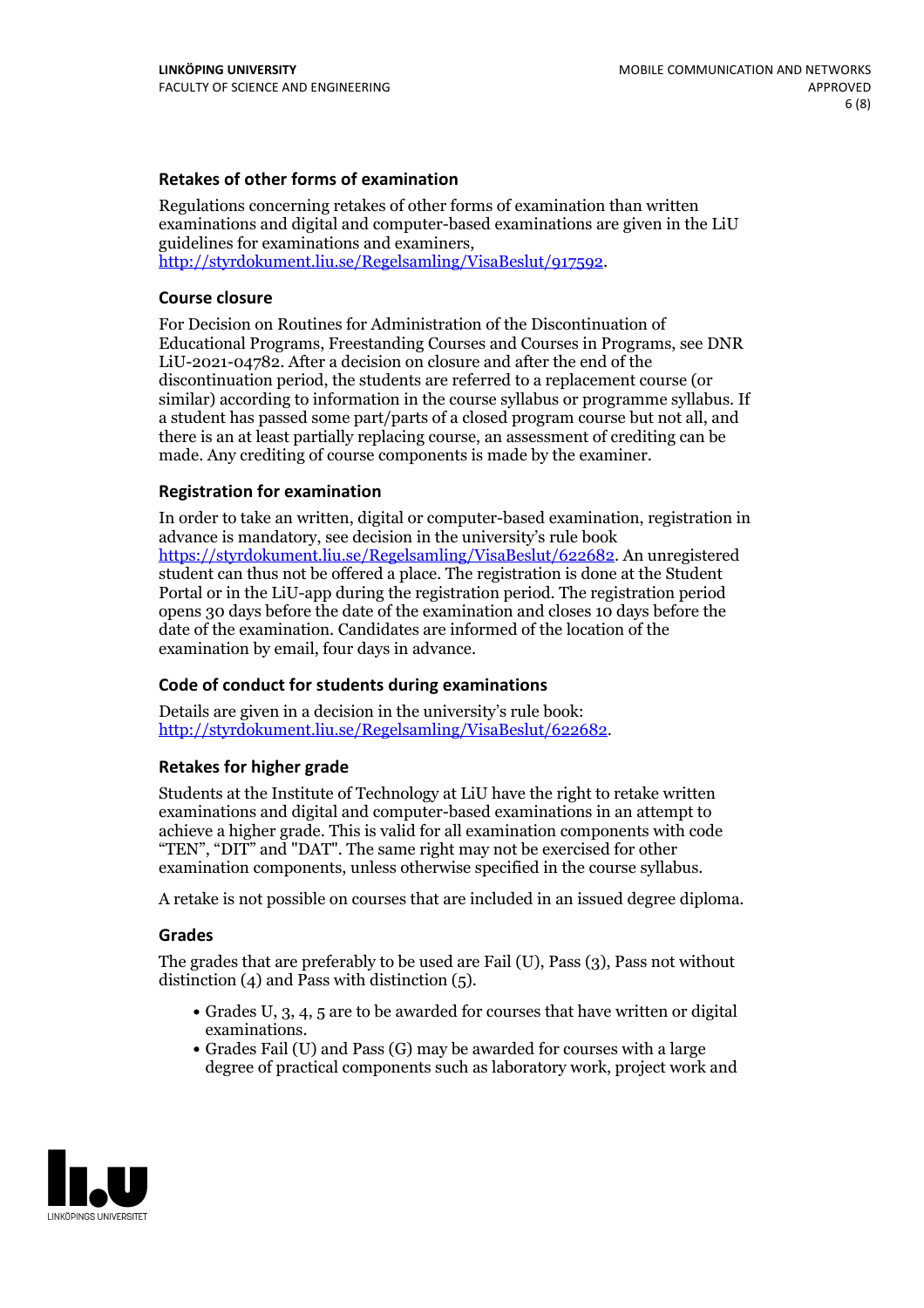### Retakes of other forms of examination

Regulations concerning retakes of other forms of examination than written examinations and digital and computer-based examinations are given in the LiU guidelines for examinations and examiners, http://styrdokument.liu.se/Regelsamling/VisaBeslut/917592.

### Course closure

For Decision on Routines for Administration of the Discontinuation of Educational Programs, Freestanding Courses and Courses in Programs, see DNR LiU-2021-04782. After a decision on closure and after the end of the discontinuation period, the students are referred to a replacement course (or similar) according to information in the course syllabus or programme syllabus. If a student has passed some part/parts of a closed program course but not all, and there is an at least partially replacing course, an assessment of crediting can be made. Any crediting of course components is made by the examiner.

### Registration for examination

In order to take an written, digital or computer-based examination, registration in advance is mandatory, see decision in the university's rule book https://styrdokument.liu.se/Regelsamling/VisaBeslut/622682. An unregistered student can thus not be offered a place. The registration is done at the Student Portal or in the LiU-app during the registration period. The registration period opens 30 days before the date of the examination and closes 10 days before the date of the examination. Candidates are informed of the location of the examination by email, four days in advance.

### Code of conduct for students during examinations

Details are given in a decision in the university's rule book: http://styrdokument.liu.se/Regelsamling/VisaBeslut/622682.

### Retakes for higher grade

Students at the Institute of Technology at LiU have the right to retake written examinations and digital and computer-based examinations in an attempt to achieve a higher grade. This is valid for all examination components with code "TEN", "DIT" and "DAT". The same right may not be exercised for other examination components, unless otherwise specified in the course syllabus.

A retake is not possible on courses that are included in an issued degree diploma.

### Grades

The grades that are preferably to be used are Fail (U), Pass (3), Pass not without distinction (4) and Pass with distinction (5).

- Grades U, 3, 4, 5 are to be awarded for courses that have written or digital examinations.
- Grades Fail (U) and Pass (G) may be awarded for courses with a large degree of practical components such as laboratory work, project work and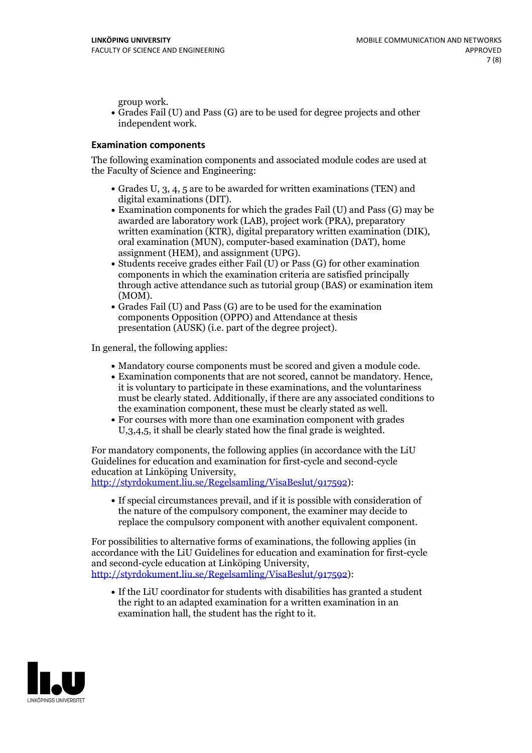group work.

- Grades Fail (U) and Pass (G) are to be used for degree projects and other independent work.

### Examination components

The following examination components and associated module codes are used at the Faculty of Science and Engineering:

- Grades U, 3, 4, 5 are to be awarded for written examinations (TEN) and digital examinations (DIT).
- Examination components for which the grades Fail (U) and Pass (G) may be awarded are laboratory work (LAB), project work (PRA), preparatory written examination (KTR), digital preparatory written examination (DIK), oral examination (MUN), computer-based examination (DAT), home assignment (HEM), and assignment (UPG).
- Students receive grades either Fail (U) or Pass (G) for other examination components in which the examination criteria are satisfied principally through active attendance such as tutorial group (BAS) or examination item (MOM).
- Grades Fail (U) and Pass (G) are to be used for the examination components Opposition (OPPO) and Attendance at thesis presentation (AUSK) (i.e. part of the degree project).

In general, the following applies:

- Mandatory course components must be scored and given a module code.
- Examination components that are not scored, cannot be mandatory. Hence, it is voluntary to participate in these examinations, and the voluntariness must be clearly stated. Additionally, if there are any associated conditions to the examination component, these must be clearly stated as well.
- For courses with more than one examination component with grades U,3,4,5, it shall be clearly stated how the final grade is weighted.

For mandatory components, the following applies (in accordance with the LiU Guidelines for education and examination for first-cycle and second-cycle education at Linköping University, http://styrdokument.liu.se/Regelsamling/VisaBeslut/917592):

- If special circumstances prevail, and if it is possible with consideration of the nature of the compulsory component, the examiner may decide to replace the compulsory component with another equivalent component.

For possibilities to alternative forms of examinations, the following applies (in accordance with the LiU Guidelines for education and examination for first-cycle and second-cycle education at Linköping University, http://styrdokument.liu.se/Regelsamling/VisaBeslut/917592):

- If the LiU coordinator for students with disabilities has granted a student the right to an adapted examination for a written examination in an examination hall, the student has the right to it.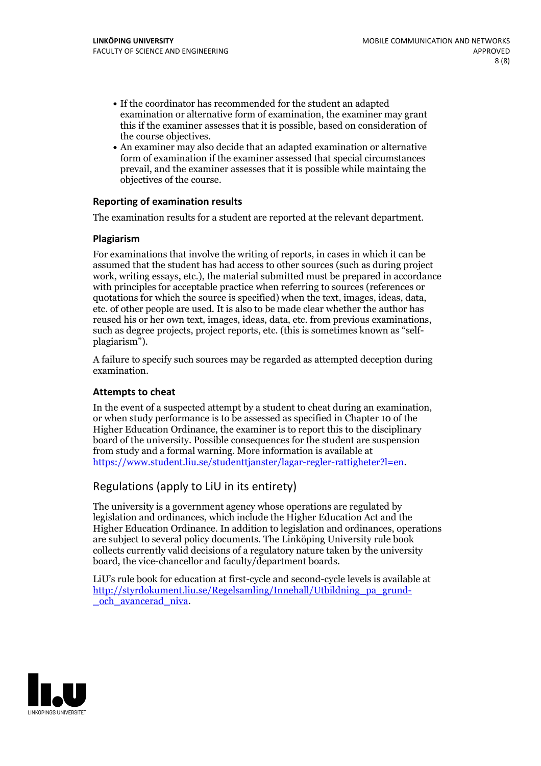- If the coordinator has recommended for the student an adapted examination or alternative form of examination, the examiner may grant this if the examiner assesses that it is possible, based on consideration of the course objectives.
- An examiner may also decide that an adapted examination or alternative form of examination if the examiner assessed that special circumstances prevail, and the examiner assesses that it is possible while maintaing the objectives of the course.

### Reporting of examination results

The examination results for a student are reported at the relevant department.

### Plagiarism

For examinations that involve the writing of reports, in cases in which it can be assumed that the student has had access to other sources (such as during project work, writing essays, etc.), the material submitted must be prepared in accordance with principles for acceptable practice when referring to sources (references or quotations for which the source is specified) when the text, images, ideas, data, etc. of other people are used. It is also to be made clear whether the author has reused his or her own text, images, ideas, data, etc. from previous examinations, such as degree projects, project reports, etc. (this is sometimes known as "self-plagiarism").

A failure to specify such sources may be regarded as attempted deception during examination.

### Attempts to cheat

In the event of a suspected attempt by a student to cheat during an examination, or when study performance is to be assessed as specified in Chapter 10 of the Higher Education Ordinance, the examiner is to report this to the disciplinary board of the university. Possible consequences for the student are suspension from study and a formal warning. More information is available at https://www.student.liu.se/studenttjanster/lagar-regler-rattigheter?l=en.

## Regulations (apply to LiU in its entirety)

The university is a government agency whose operations are regulated by legislation and ordinances, which include the Higher Education Act and the Higher Education Ordinance. In addition to legislation and ordinances, operations are subject to several policy documents. The Linköping University rule book collects currently valid decisions of a regulatory nature taken by the university board, the vice-chancellor and faculty/department boards.

LiU's rule book for education at first-cycle and second-cycle levels is available at http://styrdokument.liu.se/Regelsamling/Innehall/Utbildning_pa_grund-_och_avancerad_niva.